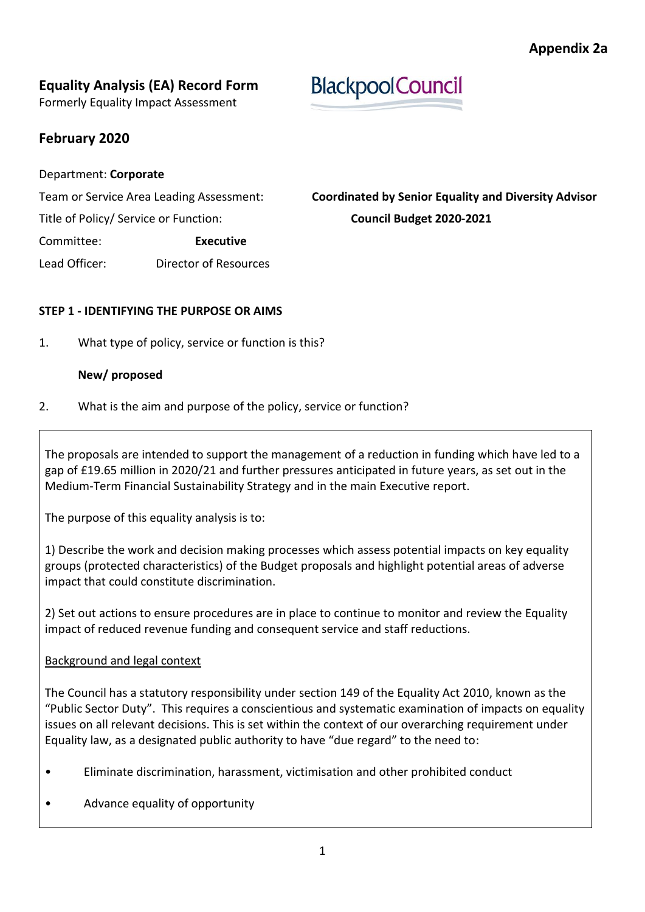**Appendix 2a**

# Equality Analysis (EA) Record Form

Formerly Equality Impact Assessment

BlackpoolCouncil

## February 2020

Department: **Corporate**

Team or Service Area Leading Assessment: **Coordinated by Senior Equality and Diversity Advisor**

Title of Policy/ Service or Function: **Council Budget 2020-2021**

Committee: **Executive**

Lead Officer: Director of Resources

**STEP 1 - IDENTIFYING THE PURPOSE OR AIMS**

1. What type of policy, service or function is this?

   **New/ proposed**

2. What is the aim and purpose of the policy, service or function?

The proposals are intended to support the management of a reduction in funding which have led to a gap of £19.65 million in 2020/21 and further pressures anticipated in future years, as set out in the Medium-Term Financial Sustainability Strategy and in the main Executive report.

The purpose of this equality analysis is to:

1) Describe the work and decision making processes which assess potential impacts on key equality groups (protected characteristics) of the Budget proposals and highlight potential areas of adverse impact that could constitute discrimination.

2) Set out actions to ensure procedures are in place to continue to monitor and review the Equality impact of reduced revenue funding and consequent service and staff reductions.

Background and legal context

The Council has a statutory responsibility under section 149 of the Equality Act 2010, known as the "Public Sector Duty". This requires a conscientious and systematic examination of impacts on equality issues on all relevant decisions. This is set within the context of our overarching requirement under Equality law, as a designated public authority to have "due regard" to the need to:

- Eliminate discrimination, harassment, victimisation and other prohibited conduct
- Advance equality of opportunity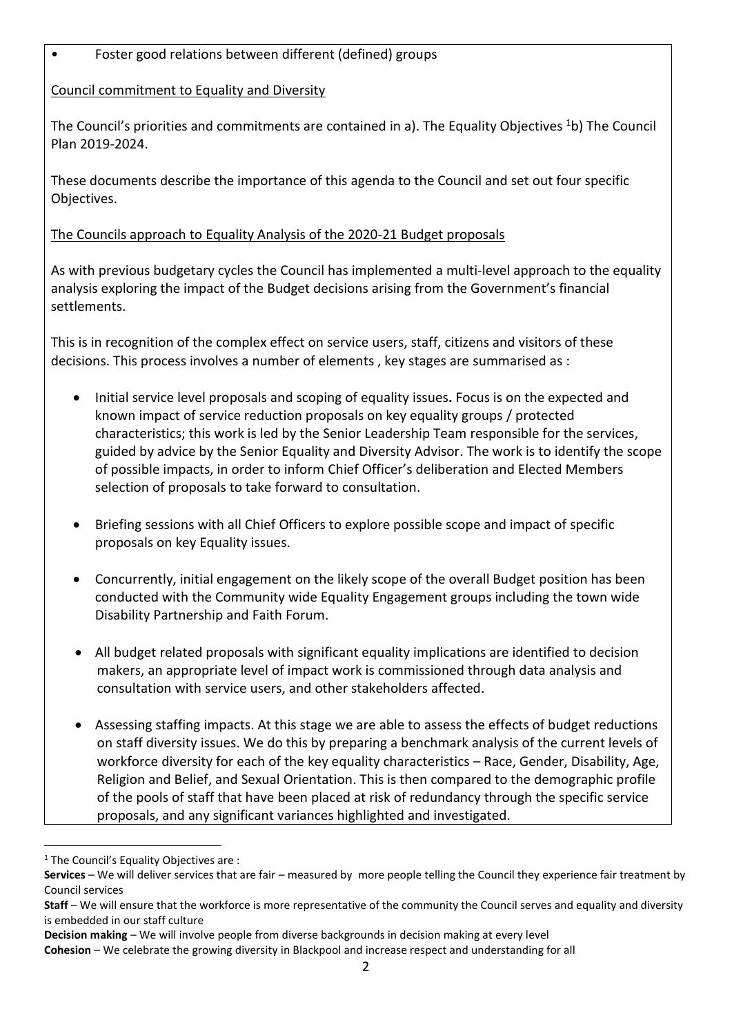- Foster good relations between different (defined) groups

Council commitment to Equality and Diversity

The Council's priorities and commitments are contained in a). The Equality Objectives [1]b) The Council Plan 2019-2024.

These documents describe the importance of this agenda to the Council and set out four specific Objectives.

The Councils approach to Equality Analysis of the 2020-21 Budget proposals

As with previous budgetary cycles the Council has implemented a multi-level approach to the equality analysis exploring the impact of the Budget decisions arising from the Government's financial settlements.

This is in recognition of the complex effect on service users, staff, citizens and visitors of these decisions. This process involves a number of elements , key stages are summarised as :

- Initial service level proposals and scoping of equality issues**.** Focus is on the expected and known impact of service reduction proposals on key equality groups / protected characteristics; this work is led by the Senior Leadership Team responsible for the services, guided by advice by the Senior Equality and Diversity Advisor. The work is to identify the scope of possible impacts, in order to inform Chief Officer's deliberation and Elected Members selection of proposals to take forward to consultation.

- Briefing sessions with all Chief Officers to explore possible scope and impact of specific proposals on key Equality issues.

- Concurrently, initial engagement on the likely scope of the overall Budget position has been conducted with the Community wide Equality Engagement groups including the town wide Disability Partnership and Faith Forum.

- All budget related proposals with significant equality implications are identified to decision makers, an appropriate level of impact work is commissioned through data analysis and consultation with service users, and other stakeholders affected.

- Assessing staffing impacts. At this stage we are able to assess the effects of budget reductions on staff diversity issues. We do this by preparing a benchmark analysis of the current levels of workforce diversity for each of the key equality characteristics – Race, Gender, Disability, Age, Religion and Belief, and Sexual Orientation. This is then compared to the demographic profile of the pools of staff that have been placed at risk of redundancy through the specific service proposals, and any significant variances highlighted and investigated.

---

[1] The Council's Equality Objectives are :

**Services** – We will deliver services that are fair – measured by more people telling the Council they experience fair treatment by Council services

**Staff** – We will ensure that the workforce is more representative of the community the Council serves and equality and diversity is embedded in our staff culture

**Decision making** – We will involve people from diverse backgrounds in decision making at every level

**Cohesion** – We celebrate the growing diversity in Blackpool and increase respect and understanding for all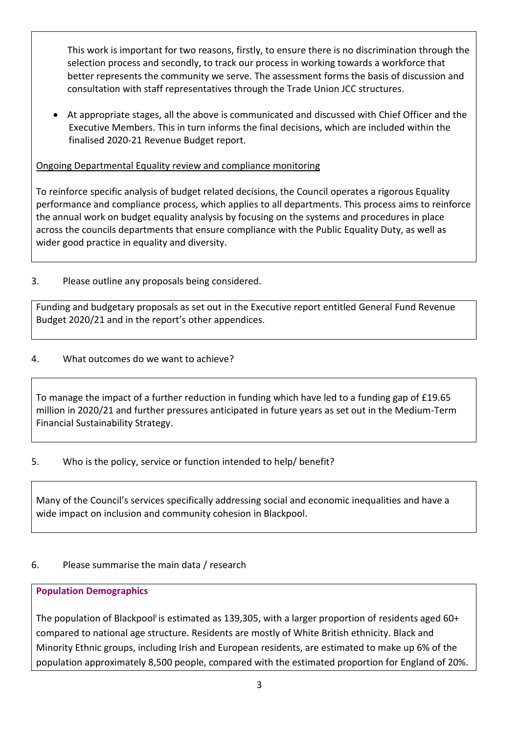This work is important for two reasons, firstly, to ensure there is no discrimination through the selection process and secondly, to track our process in working towards a workforce that better represents the community we serve. The assessment forms the basis of discussion and consultation with staff representatives through the Trade Union JCC structures.

- At appropriate stages, all the above is communicated and discussed with Chief Officer and the Executive Members. This in turn informs the final decisions, which are included within the finalised 2020-21 Revenue Budget report.

Ongoing Departmental Equality review and compliance monitoring

To reinforce specific analysis of budget related decisions, the Council operates a rigorous Equality performance and compliance process, which applies to all departments. This process aims to reinforce the annual work on budget equality analysis by focusing on the systems and procedures in place across the councils departments that ensure compliance with the Public Equality Duty, as well as wider good practice in equality and diversity.

3. Please outline any proposals being considered.

Funding and budgetary proposals as set out in the Executive report entitled General Fund Revenue Budget 2020/21 and in the report's other appendices.

4. What outcomes do we want to achieve?

To manage the impact of a further reduction in funding which have led to a funding gap of £19.65 million in 2020/21 and further pressures anticipated in future years as set out in the Medium-Term Financial Sustainability Strategy.

5. Who is the policy, service or function intended to help/ benefit?

Many of the Council's services specifically addressing social and economic inequalities and have a wide impact on inclusion and community cohesion in Blackpool.

6. Please summarise the main data / research

**Population Demographics**

The population of Blackpool[i] is estimated as 139,305, with a larger proportion of residents aged 60+ compared to national age structure. Residents are mostly of White British ethnicity. Black and Minority Ethnic groups, including Irish and European residents, are estimated to make up 6% of the population approximately 8,500 people, compared with the estimated proportion for England of 20%.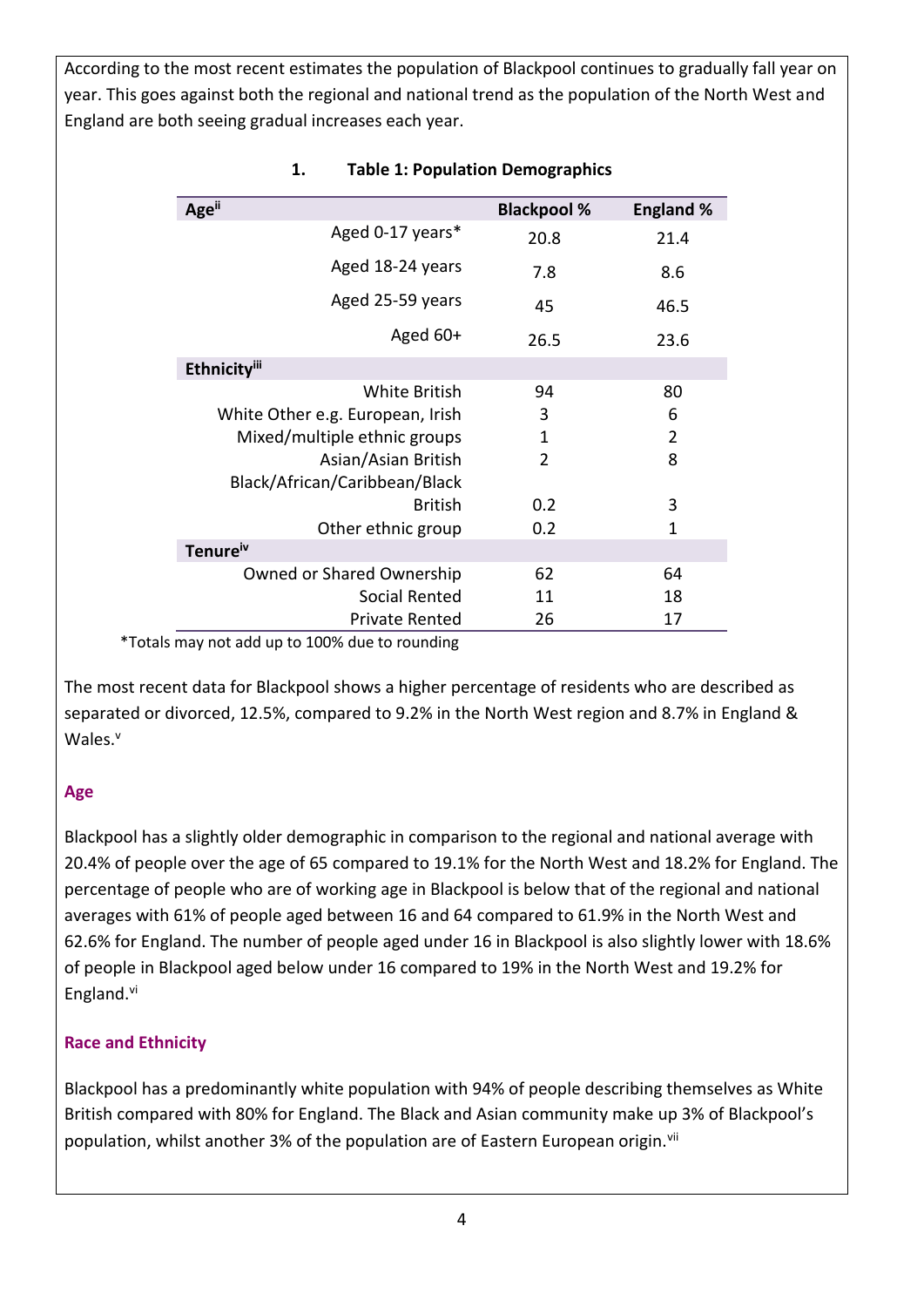According to the most recent estimates the population of Blackpool continues to gradually fall year on year. This goes against both the regional and national trend as the population of the North West and England are both seeing gradual increases each year.

**1. Table 1: Population Demographics**

| Age[ii] | Blackpool % | England % |
|---|---|---|
| Aged 0-17 years* | 20.8 | 21.4 |
| Aged 18-24 years | 7.8 | 8.6 |
| Aged 25-59 years | 45 | 46.5 |
| Aged 60+ | 26.5 | 23.6 |
| **Ethnicity[iii]** | | |
| White British | 94 | 80 |
| White Other e.g. European, Irish | 3 | 6 |
| Mixed/multiple ethnic groups | 1 | 2 |
| Asian/Asian British | 2 | 8 |
| Black/African/Caribbean/Black British | 0.2 | 3 |
| Other ethnic group | 0.2 | 1 |
| **Tenure[iv]** | | |
| Owned or Shared Ownership | 62 | 64 |
| Social Rented | 11 | 18 |
| Private Rented | 26 | 17 |

*Totals may not add up to 100% due to rounding

The most recent data for Blackpool shows a higher percentage of residents who are described as separated or divorced, 12.5%, compared to 9.2% in the North West region and 8.7% in England & Wales.[v]

## Age

Blackpool has a slightly older demographic in comparison to the regional and national average with 20.4% of people over the age of 65 compared to 19.1% for the North West and 18.2% for England. The percentage of people who are of working age in Blackpool is below that of the regional and national averages with 61% of people aged between 16 and 64 compared to 61.9% in the North West and 62.6% for England. The number of people aged under 16 in Blackpool is also slightly lower with 18.6% of people in Blackpool aged below under 16 compared to 19% in the North West and 19.2% for England.[vi]

## Race and Ethnicity

Blackpool has a predominantly white population with 94% of people describing themselves as White British compared with 80% for England. The Black and Asian community make up 3% of Blackpool's population, whilst another 3% of the population are of Eastern European origin.[vii]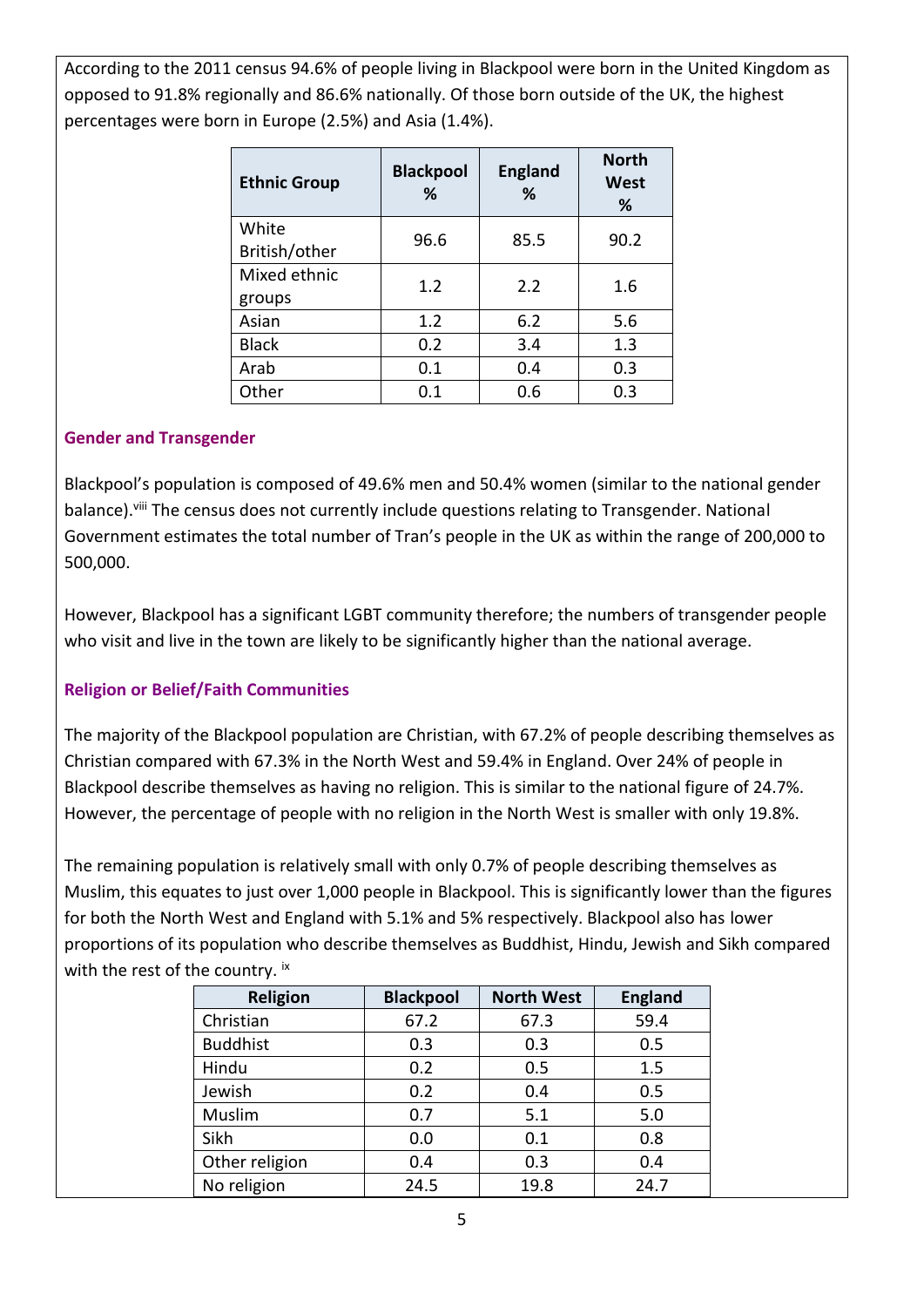According to the 2011 census 94.6% of people living in Blackpool were born in the United Kingdom as opposed to 91.8% regionally and 86.6% nationally. Of those born outside of the UK, the highest percentages were born in Europe (2.5%) and Asia (1.4%).

| Ethnic Group | Blackpool % | England % | North West % |
|---|---|---|---|
| White British/other | 96.6 | 85.5 | 90.2 |
| Mixed ethnic groups | 1.2 | 2.2 | 1.6 |
| Asian | 1.2 | 6.2 | 5.6 |
| Black | 0.2 | 3.4 | 1.3 |
| Arab | 0.1 | 0.4 | 0.3 |
| Other | 0.1 | 0.6 | 0.3 |

### Gender and Transgender

Blackpool's population is composed of 49.6% men and 50.4% women (similar to the national gender balance).[viii] The census does not currently include questions relating to Transgender. National Government estimates the total number of Tran's people in the UK as within the range of 200,000 to 500,000.

However, Blackpool has a significant LGBT community therefore; the numbers of transgender people who visit and live in the town are likely to be significantly higher than the national average.

### Religion or Belief/Faith Communities

The majority of the Blackpool population are Christian, with 67.2% of people describing themselves as Christian compared with 67.3% in the North West and 59.4% in England. Over 24% of people in Blackpool describe themselves as having no religion. This is similar to the national figure of 24.7%. However, the percentage of people with no religion in the North West is smaller with only 19.8%.

The remaining population is relatively small with only 0.7% of people describing themselves as Muslim, this equates to just over 1,000 people in Blackpool. This is significantly lower than the figures for both the North West and England with 5.1% and 5% respectively. Blackpool also has lower proportions of its population who describe themselves as Buddhist, Hindu, Jewish and Sikh compared with the rest of the country. [ix]

| Religion | Blackpool | North West | England |
|---|---|---|---|
| Christian | 67.2 | 67.3 | 59.4 |
| Buddhist | 0.3 | 0.3 | 0.5 |
| Hindu | 0.2 | 0.5 | 1.5 |
| Jewish | 0.2 | 0.4 | 0.5 |
| Muslim | 0.7 | 5.1 | 5.0 |
| Sikh | 0.0 | 0.1 | 0.8 |
| Other religion | 0.4 | 0.3 | 0.4 |
| No religion | 24.5 | 19.8 | 24.7 |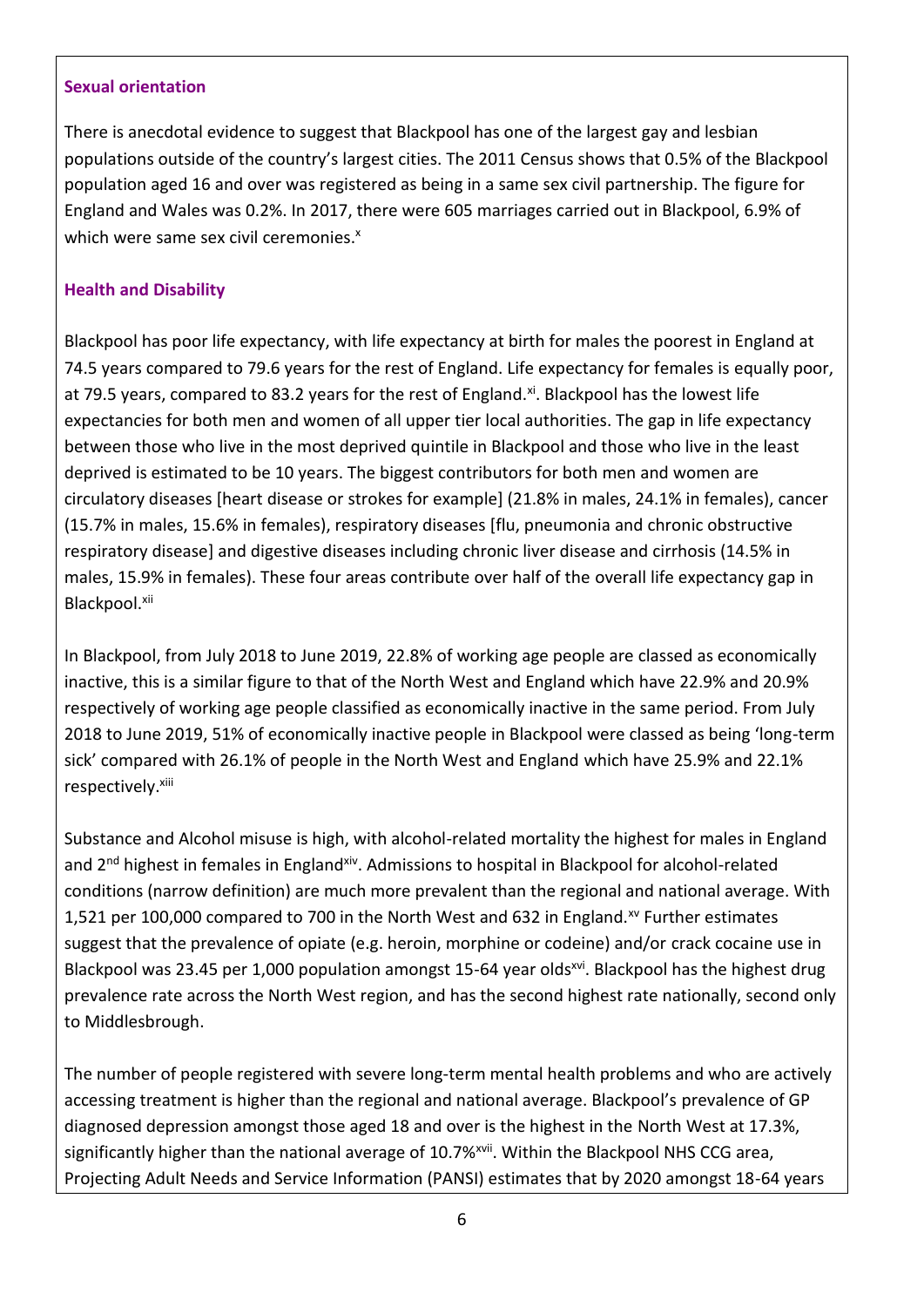### Sexual orientation

There is anecdotal evidence to suggest that Blackpool has one of the largest gay and lesbian populations outside of the country's largest cities. The 2011 Census shows that 0.5% of the Blackpool population aged 16 and over was registered as being in a same sex civil partnership. The figure for England and Wales was 0.2%. In 2017, there were 605 marriages carried out in Blackpool, 6.9% of which were same sex civil ceremonies.[x]

### Health and Disability

Blackpool has poor life expectancy, with life expectancy at birth for males the poorest in England at 74.5 years compared to 79.6 years for the rest of England. Life expectancy for females is equally poor, at 79.5 years, compared to 83.2 years for the rest of England.[xi]. Blackpool has the lowest life expectancies for both men and women of all upper tier local authorities. The gap in life expectancy between those who live in the most deprived quintile in Blackpool and those who live in the least deprived is estimated to be 10 years. The biggest contributors for both men and women are circulatory diseases [heart disease or strokes for example] (21.8% in males, 24.1% in females), cancer (15.7% in males, 15.6% in females), respiratory diseases [flu, pneumonia and chronic obstructive respiratory disease] and digestive diseases including chronic liver disease and cirrhosis (14.5% in males, 15.9% in females). These four areas contribute over half of the overall life expectancy gap in Blackpool.[xii]

In Blackpool, from July 2018 to June 2019, 22.8% of working age people are classed as economically inactive, this is a similar figure to that of the North West and England which have 22.9% and 20.9% respectively of working age people classified as economically inactive in the same period. From July 2018 to June 2019, 51% of economically inactive people in Blackpool were classed as being 'long-term sick' compared with 26.1% of people in the North West and England which have 25.9% and 22.1% respectively.[xiii]

Substance and Alcohol misuse is high, with alcohol-related mortality the highest for males in England and 2nd highest in females in England[xiv]. Admissions to hospital in Blackpool for alcohol-related conditions (narrow definition) are much more prevalent than the regional and national average. With 1,521 per 100,000 compared to 700 in the North West and 632 in England.[xv] Further estimates suggest that the prevalence of opiate (e.g. heroin, morphine or codeine) and/or crack cocaine use in Blackpool was 23.45 per 1,000 population amongst 15-64 year olds[xvi]. Blackpool has the highest drug prevalence rate across the North West region, and has the second highest rate nationally, second only to Middlesbrough.

The number of people registered with severe long-term mental health problems and who are actively accessing treatment is higher than the regional and national average. Blackpool's prevalence of GP diagnosed depression amongst those aged 18 and over is the highest in the North West at 17.3%, significantly higher than the national average of 10.7%[xvii]. Within the Blackpool NHS CCG area, Projecting Adult Needs and Service Information (PANSI) estimates that by 2020 amongst 18-64 years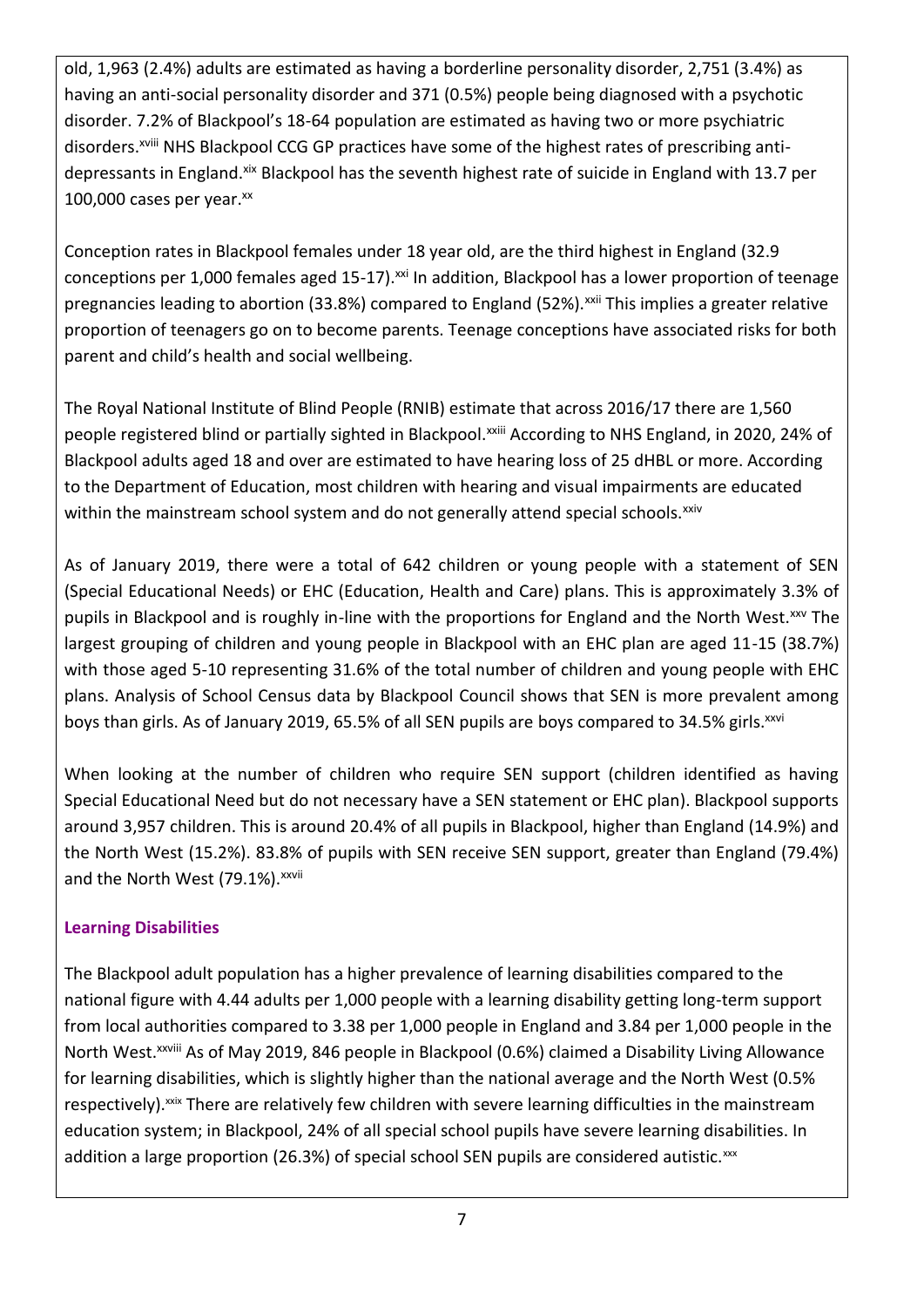old, 1,963 (2.4%) adults are estimated as having a borderline personality disorder, 2,751 (3.4%) as having an anti-social personality disorder and 371 (0.5%) people being diagnosed with a psychotic disorder. 7.2% of Blackpool's 18-64 population are estimated as having two or more psychiatric disorders.[xviii] NHS Blackpool CCG GP practices have some of the highest rates of prescribing anti-depressants in England.[xix] Blackpool has the seventh highest rate of suicide in England with 13.7 per 100,000 cases per year.[xx]

Conception rates in Blackpool females under 18 year old, are the third highest in England (32.9 conceptions per 1,000 females aged 15-17).[xxi] In addition, Blackpool has a lower proportion of teenage pregnancies leading to abortion (33.8%) compared to England (52%).[xxii] This implies a greater relative proportion of teenagers go on to become parents. Teenage conceptions have associated risks for both parent and child's health and social wellbeing.

The Royal National Institute of Blind People (RNIB) estimate that across 2016/17 there are 1,560 people registered blind or partially sighted in Blackpool.[xxiii] According to NHS England, in 2020, 24% of Blackpool adults aged 18 and over are estimated to have hearing loss of 25 dHBL or more. According to the Department of Education, most children with hearing and visual impairments are educated within the mainstream school system and do not generally attend special schools.[xxiv]

As of January 2019, there were a total of 642 children or young people with a statement of SEN (Special Educational Needs) or EHC (Education, Health and Care) plans. This is approximately 3.3% of pupils in Blackpool and is roughly in-line with the proportions for England and the North West.[xxv] The largest grouping of children and young people in Blackpool with an EHC plan are aged 11-15 (38.7%) with those aged 5-10 representing 31.6% of the total number of children and young people with EHC plans. Analysis of School Census data by Blackpool Council shows that SEN is more prevalent among boys than girls. As of January 2019, 65.5% of all SEN pupils are boys compared to 34.5% girls.[xxvi]

When looking at the number of children who require SEN support (children identified as having Special Educational Need but do not necessary have a SEN statement or EHC plan). Blackpool supports around 3,957 children. This is around 20.4% of all pupils in Blackpool, higher than England (14.9%) and the North West (15.2%). 83.8% of pupils with SEN receive SEN support, greater than England (79.4%) and the North West (79.1%).[xxvii]

### Learning Disabilities

The Blackpool adult population has a higher prevalence of learning disabilities compared to the national figure with 4.44 adults per 1,000 people with a learning disability getting long-term support from local authorities compared to 3.38 per 1,000 people in England and 3.84 per 1,000 people in the North West.[xxviii] As of May 2019, 846 people in Blackpool (0.6%) claimed a Disability Living Allowance for learning disabilities, which is slightly higher than the national average and the North West (0.5% respectively).[xxix] There are relatively few children with severe learning difficulties in the mainstream education system; in Blackpool, 24% of all special school pupils have severe learning disabilities. In addition a large proportion (26.3%) of special school SEN pupils are considered autistic.[xxx]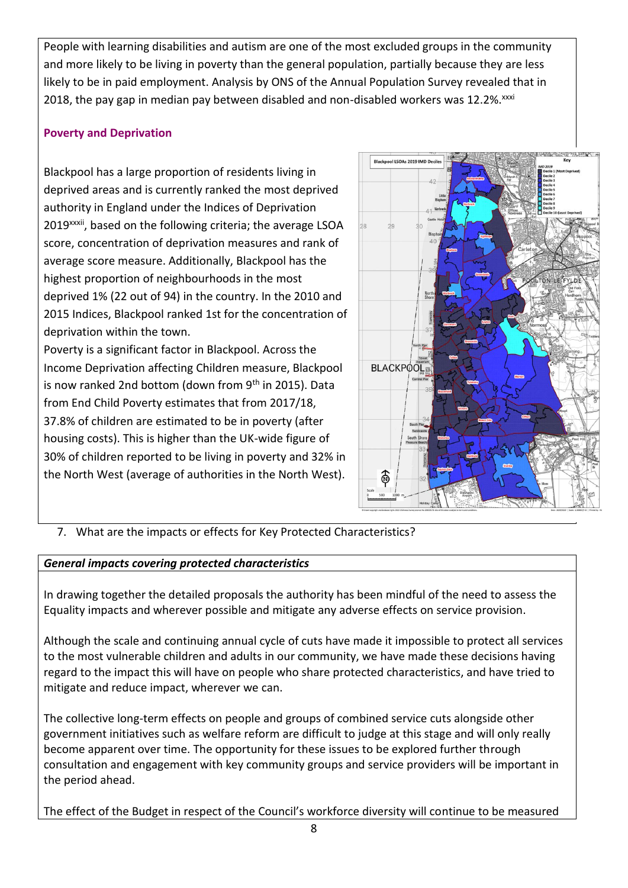People with learning disabilities and autism are one of the most excluded groups in the community and more likely to be living in poverty than the general population, partially because they are less likely to be in paid employment. Analysis by ONS of the Annual Population Survey revealed that in 2018, the pay gap in median pay between disabled and non-disabled workers was 12.2%.[xxxi]

**Poverty and Deprivation**

Blackpool has a large proportion of residents living in deprived areas and is currently ranked the most deprived authority in England under the Indices of Deprivation 2019[xxxii], based on the following criteria; the average LSOA score, concentration of deprivation measures and rank of average score measure. Additionally, Blackpool has the highest proportion of neighbourhoods in the most deprived 1% (22 out of 94) in the country. In the 2010 and 2015 Indices, Blackpool ranked 1st for the concentration of deprivation within the town.

Poverty is a significant factor in Blackpool. Across the Income Deprivation affecting Children measure, Blackpool is now ranked 2nd bottom (down from 9th in 2015). Data from End Child Poverty estimates that from 2017/18, 37.8% of children are estimated to be in poverty (after housing costs). This is higher than the UK-wide figure of 30% of children reported to be living in poverty and 32% in the North West (average of authorities in the North West).

7. What are the impacts or effects for Key Protected Characteristics?

***General impacts covering protected characteristics***

In drawing together the detailed proposals the authority has been mindful of the need to assess the Equality impacts and wherever possible and mitigate any adverse effects on service provision.

Although the scale and continuing annual cycle of cuts have made it impossible to protect all services to the most vulnerable children and adults in our community, we have made these decisions having regard to the impact this will have on people who share protected characteristics, and have tried to mitigate and reduce impact, wherever we can.

The collective long-term effects on people and groups of combined service cuts alongside other government initiatives such as welfare reform are difficult to judge at this stage and will only really become apparent over time. The opportunity for these issues to be explored further through consultation and engagement with key community groups and service providers will be important in the period ahead.

The effect of the Budget in respect of the Council's workforce diversity will continue to be measured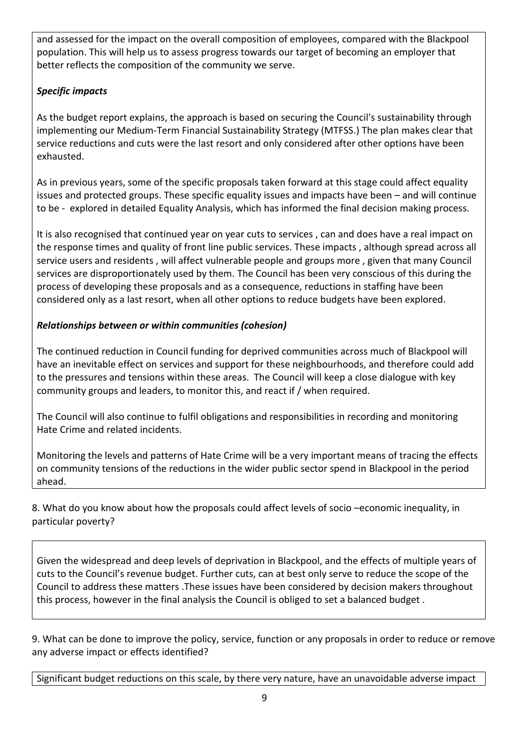and assessed for the impact on the overall composition of employees, compared with the Blackpool population. This will help us to assess progress towards our target of becoming an employer that better reflects the composition of the community we serve.

***Specific impacts***

As the budget report explains, the approach is based on securing the Council's sustainability through implementing our Medium-Term Financial Sustainability Strategy (MTFSS.) The plan makes clear that service reductions and cuts were the last resort and only considered after other options have been exhausted.

As in previous years, some of the specific proposals taken forward at this stage could affect equality issues and protected groups. These specific equality issues and impacts have been – and will continue to be - explored in detailed Equality Analysis, which has informed the final decision making process.

It is also recognised that continued year on year cuts to services , can and does have a real impact on the response times and quality of front line public services. These impacts , although spread across all service users and residents , will affect vulnerable people and groups more , given that many Council services are disproportionately used by them. The Council has been very conscious of this during the process of developing these proposals and as a consequence, reductions in staffing have been considered only as a last resort, when all other options to reduce budgets have been explored.

***Relationships between or within communities (cohesion)***

The continued reduction in Council funding for deprived communities across much of Blackpool will have an inevitable effect on services and support for these neighbourhoods, and therefore could add to the pressures and tensions within these areas. The Council will keep a close dialogue with key community groups and leaders, to monitor this, and react if / when required.

The Council will also continue to fulfil obligations and responsibilities in recording and monitoring Hate Crime and related incidents.

Monitoring the levels and patterns of Hate Crime will be a very important means of tracing the effects on community tensions of the reductions in the wider public sector spend in Blackpool in the period ahead.

8. What do you know about how the proposals could affect levels of socio –economic inequality, in particular poverty?

Given the widespread and deep levels of deprivation in Blackpool, and the effects of multiple years of cuts to the Council's revenue budget. Further cuts, can at best only serve to reduce the scope of the Council to address these matters .These issues have been considered by decision makers throughout this process, however in the final analysis the Council is obliged to set a balanced budget .

9. What can be done to improve the policy, service, function or any proposals in order to reduce or remove any adverse impact or effects identified?

Significant budget reductions on this scale, by there very nature, have an unavoidable adverse impact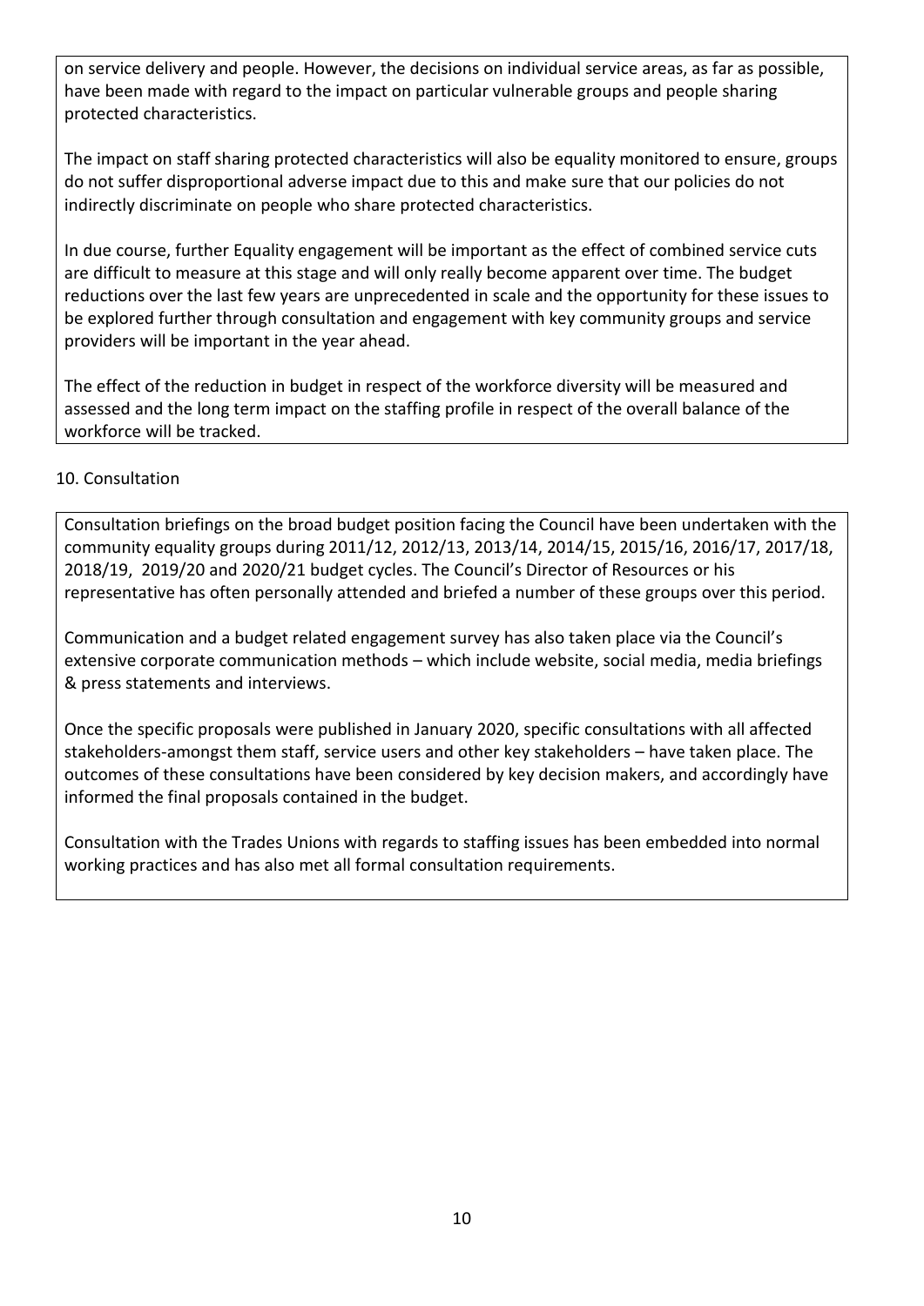on service delivery and people. However, the decisions on individual service areas, as far as possible, have been made with regard to the impact on particular vulnerable groups and people sharing protected characteristics.

The impact on staff sharing protected characteristics will also be equality monitored to ensure, groups do not suffer disproportional adverse impact due to this and make sure that our policies do not indirectly discriminate on people who share protected characteristics.

In due course, further Equality engagement will be important as the effect of combined service cuts are difficult to measure at this stage and will only really become apparent over time. The budget reductions over the last few years are unprecedented in scale and the opportunity for these issues to be explored further through consultation and engagement with key community groups and service providers will be important in the year ahead.

The effect of the reduction in budget in respect of the workforce diversity will be measured and assessed and the long term impact on the staffing profile in respect of the overall balance of the workforce will be tracked.

10. Consultation

Consultation briefings on the broad budget position facing the Council have been undertaken with the community equality groups during 2011/12, 2012/13, 2013/14, 2014/15, 2015/16, 2016/17, 2017/18, 2018/19, 2019/20 and 2020/21 budget cycles. The Council's Director of Resources or his representative has often personally attended and briefed a number of these groups over this period.

Communication and a budget related engagement survey has also taken place via the Council's extensive corporate communication methods – which include website, social media, media briefings & press statements and interviews.

Once the specific proposals were published in January 2020, specific consultations with all affected stakeholders-amongst them staff, service users and other key stakeholders – have taken place. The outcomes of these consultations have been considered by key decision makers, and accordingly have informed the final proposals contained in the budget.

Consultation with the Trades Unions with regards to staffing issues has been embedded into normal working practices and has also met all formal consultation requirements.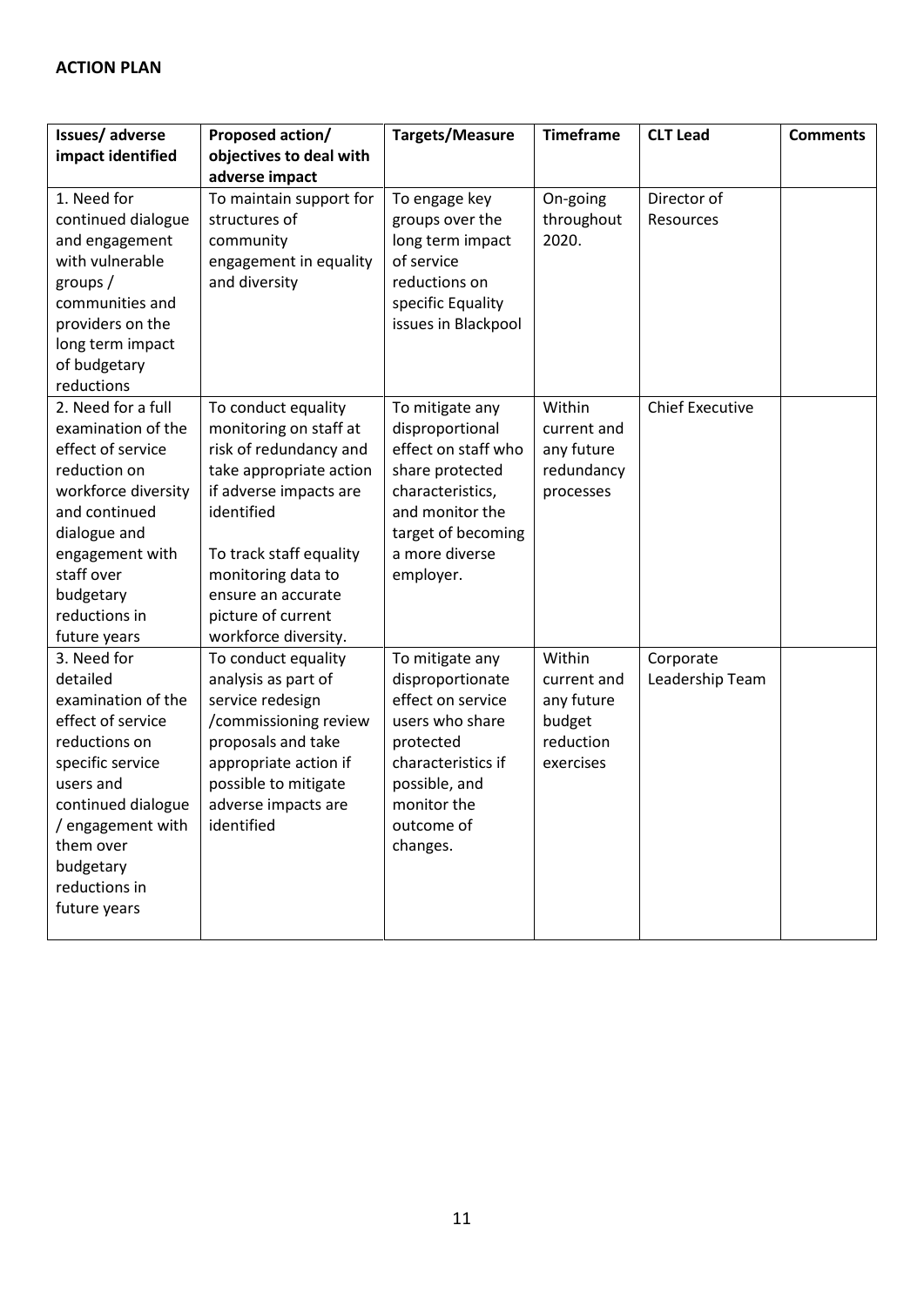**ACTION PLAN**

| Issues/ adverse impact identified | Proposed action/ objectives to deal with adverse impact | Targets/Measure | Timeframe | CLT Lead | Comments |
|---|---|---|---|---|---|
| 1. Need for continued dialogue and engagement with vulnerable groups / communities and providers on the long term impact of budgetary reductions | To maintain support for structures of community engagement in equality and diversity | To engage key groups over the long term impact of service reductions on specific Equality issues in Blackpool | On-going throughout 2020. | Director of Resources | |
| 2. Need for a full examination of the effect of service reduction on workforce diversity and continued dialogue and engagement with staff over budgetary reductions in future years | To conduct equality monitoring on staff at risk of redundancy and take appropriate action if adverse impacts are identified<br><br>To track staff equality monitoring data to ensure an accurate picture of current workforce diversity. | To mitigate any disproportional effect on staff who share protected characteristics, and monitor the target of becoming a more diverse employer. | Within current and any future redundancy processes | Chief Executive | |
| 3. Need for detailed examination of the effect of service reductions on specific service users and continued dialogue / engagement with them over budgetary reductions in future years | To conduct equality analysis as part of service redesign /commissioning review proposals and take appropriate action if possible to mitigate adverse impacts are identified | To mitigate any disproportionate effect on service users who share protected characteristics if possible, and monitor the outcome of changes. | Within current and any future budget reduction exercises | Corporate Leadership Team | |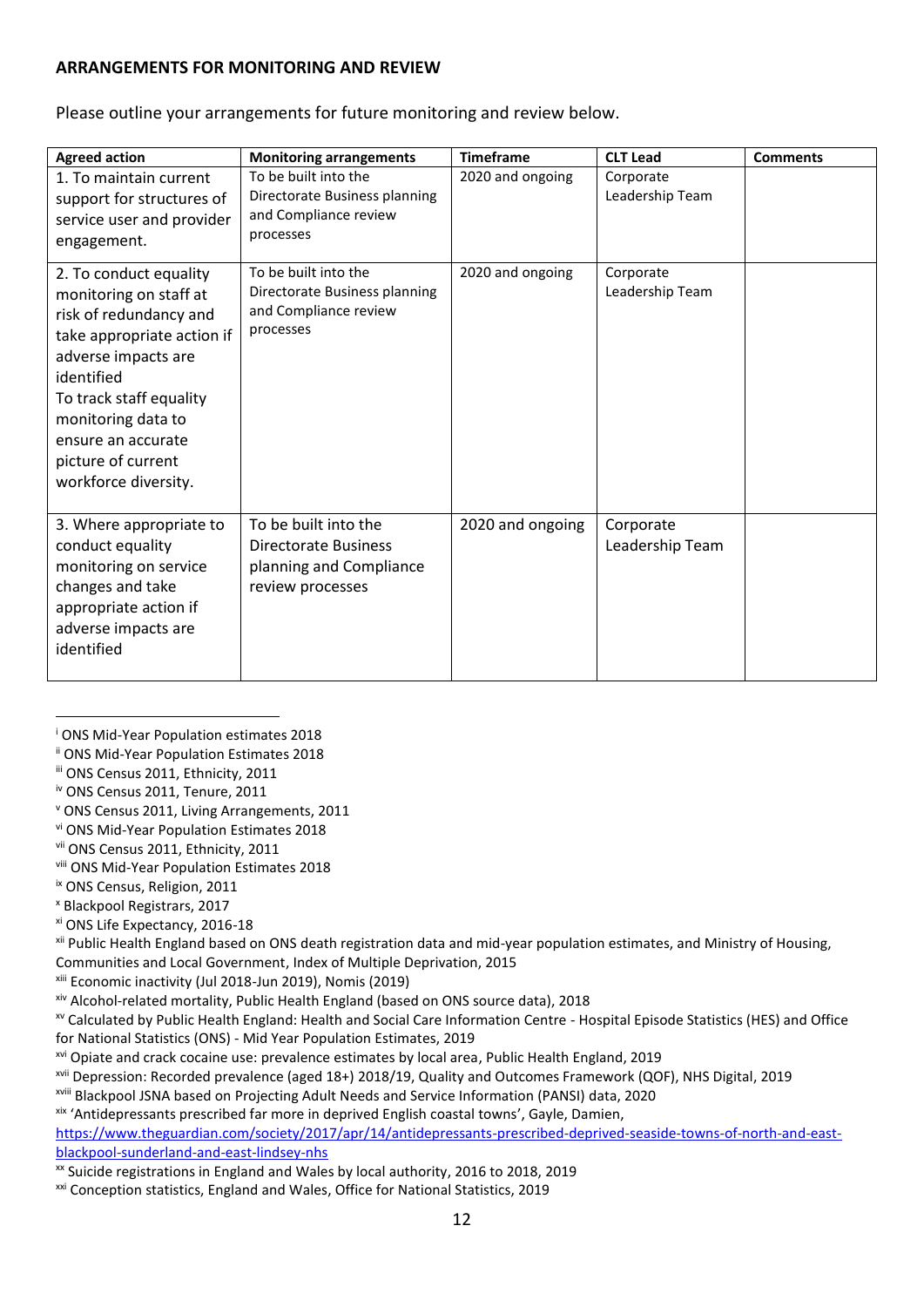**ARRANGEMENTS FOR MONITORING AND REVIEW**

Please outline your arrangements for future monitoring and review below.

| Agreed action | Monitoring arrangements | Timeframe | CLT Lead | Comments |
|---|---|---|---|---|
| 1. To maintain current support for structures of service user and provider engagement. | To be built into the Directorate Business planning and Compliance review processes | 2020 and ongoing | Corporate Leadership Team | |
| 2. To conduct equality monitoring on staff at risk of redundancy and take appropriate action if adverse impacts are identified<br>To track staff equality monitoring data to ensure an accurate picture of current workforce diversity. | To be built into the Directorate Business planning and Compliance review processes | 2020 and ongoing | Corporate Leadership Team | |
| 3. Where appropriate to conduct equality monitoring on service changes and take appropriate action if adverse impacts are identified | To be built into the Directorate Business planning and Compliance review processes | 2020 and ongoing | Corporate Leadership Team | |

---

[i] ONS Mid-Year Population estimates 2018
[ii] ONS Mid-Year Population Estimates 2018
[iii] ONS Census 2011, Ethnicity, 2011
[iv] ONS Census 2011, Tenure, 2011
[v] ONS Census 2011, Living Arrangements, 2011
[vi] ONS Mid-Year Population Estimates 2018
[vii] ONS Census 2011, Ethnicity, 2011
[viii] ONS Mid-Year Population Estimates 2018
[ix] ONS Census, Religion, 2011
[x] Blackpool Registrars, 2017
[xi] ONS Life Expectancy, 2016-18
[xii] Public Health England based on ONS death registration data and mid-year population estimates, and Ministry of Housing, Communities and Local Government, Index of Multiple Deprivation, 2015
[xiii] Economic inactivity (Jul 2018-Jun 2019), Nomis (2019)
[xiv] Alcohol-related mortality, Public Health England (based on ONS source data), 2018
[xv] Calculated by Public Health England: Health and Social Care Information Centre - Hospital Episode Statistics (HES) and Office for National Statistics (ONS) - Mid Year Population Estimates, 2019
[xvi] Opiate and crack cocaine use: prevalence estimates by local area, Public Health England, 2019
[xvii] Depression: Recorded prevalence (aged 18+) 2018/19, Quality and Outcomes Framework (QOF), NHS Digital, 2019
[xviii] Blackpool JSNA based on Projecting Adult Needs and Service Information (PANSI) data, 2020
[xix] 'Antidepressants prescribed far more in deprived English coastal towns', Gayle, Damien, https://www.theguardian.com/society/2017/apr/14/antidepressants-prescribed-deprived-seaside-towns-of-north-and-east-blackpool-sunderland-and-east-lindsey-nhs
[xx] Suicide registrations in England and Wales by local authority, 2016 to 2018, 2019
[xxi] Conception statistics, England and Wales, Office for National Statistics, 2019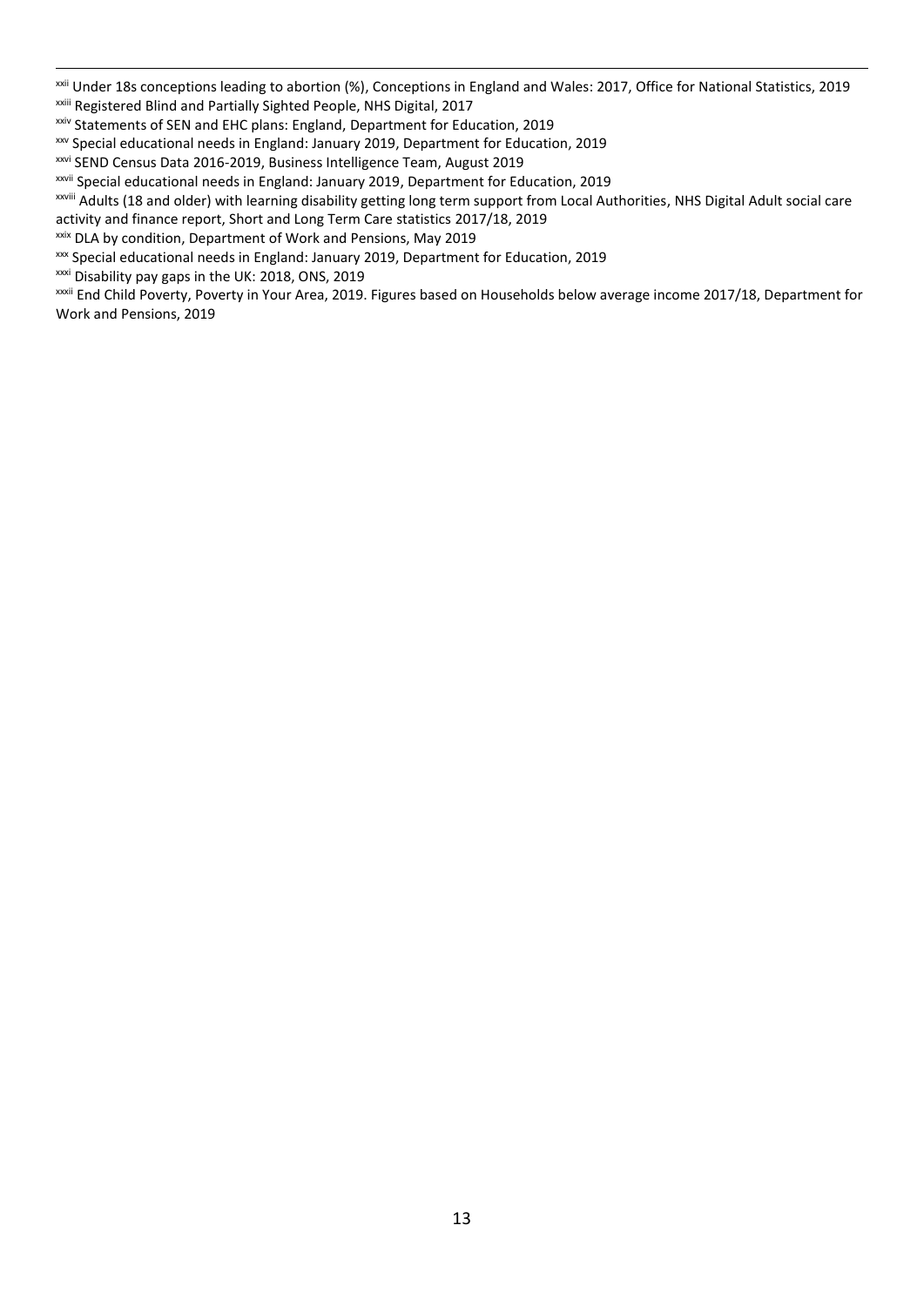[xxii] Under 18s conceptions leading to abortion (%), Conceptions in England and Wales: 2017, Office for National Statistics, 2019

[xxiii] Registered Blind and Partially Sighted People, NHS Digital, 2017

[xxiv] Statements of SEN and EHC plans: England, Department for Education, 2019

[xxv] Special educational needs in England: January 2019, Department for Education, 2019

[xxvi] SEND Census Data 2016-2019, Business Intelligence Team, August 2019

[xxvii] Special educational needs in England: January 2019, Department for Education, 2019

[xxviii] Adults (18 and older) with learning disability getting long term support from Local Authorities, NHS Digital Adult social care activity and finance report, Short and Long Term Care statistics 2017/18, 2019

[xxix] DLA by condition, Department of Work and Pensions, May 2019

[xxx] Special educational needs in England: January 2019, Department for Education, 2019

[xxxi] Disability pay gaps in the UK: 2018, ONS, 2019

[xxxii] End Child Poverty, Poverty in Your Area, 2019. Figures based on Households below average income 2017/18, Department for Work and Pensions, 2019